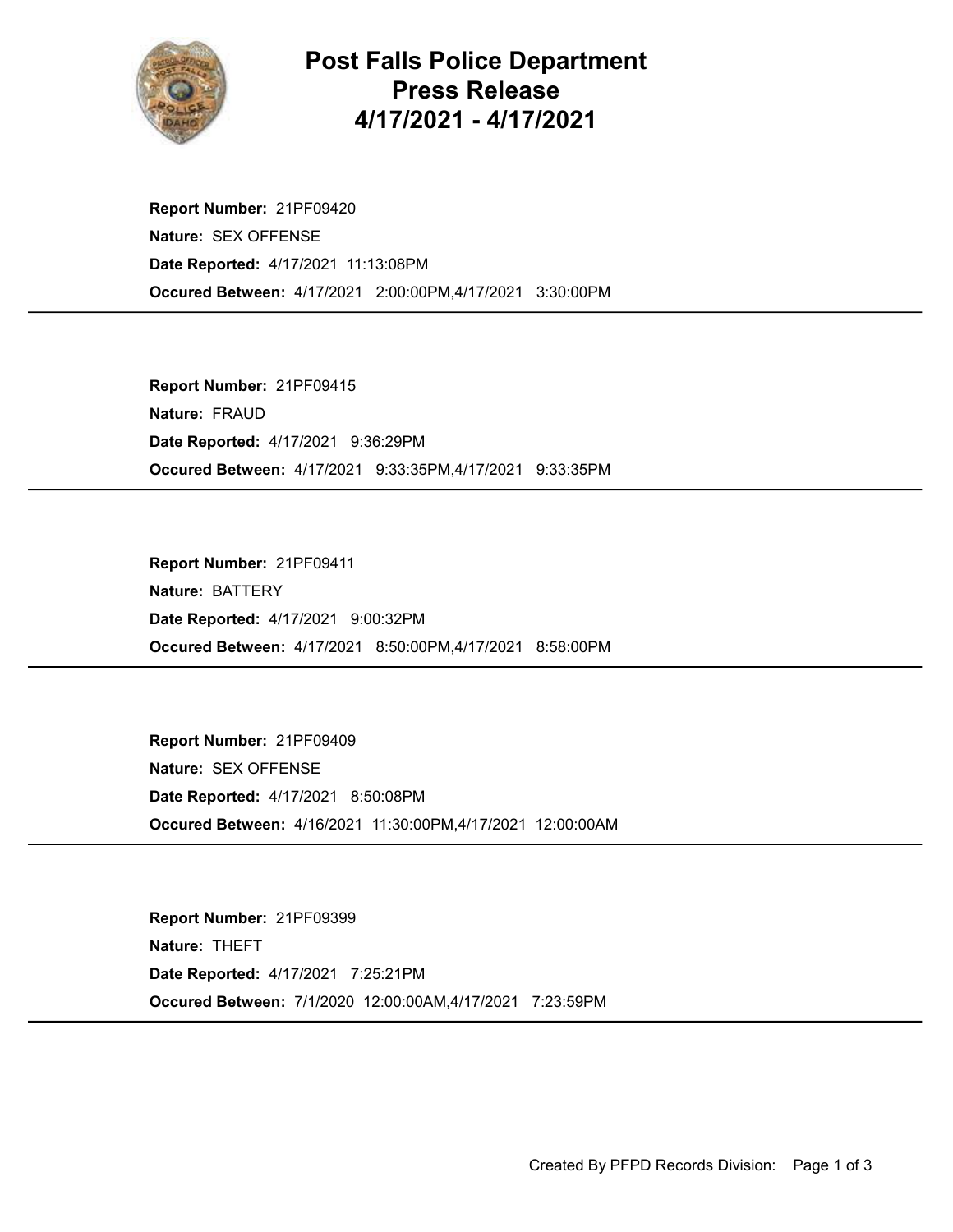# Post Falls Police Department
## Press Release
## 4/17/2021 - 4/17/2021

**Report Number:** 21PF09420
**Nature:** SEX OFFENSE
**Date Reported:** 4/17/2021 11:13:08PM
**Occured Between:** 4/17/2021 2:00:00PM,4/17/2021 3:30:00PM

---

**Report Number:** 21PF09415
**Nature:** FRAUD
**Date Reported:** 4/17/2021 9:36:29PM
**Occured Between:** 4/17/2021 9:33:35PM,4/17/2021 9:33:35PM

---

**Report Number:** 21PF09411
**Nature:** BATTERY
**Date Reported:** 4/17/2021 9:00:32PM
**Occured Between:** 4/17/2021 8:50:00PM,4/17/2021 8:58:00PM

---

**Report Number:** 21PF09409
**Nature:** SEX OFFENSE
**Date Reported:** 4/17/2021 8:50:08PM
**Occured Between:** 4/16/2021 11:30:00PM,4/17/2021 12:00:00AM

---

**Report Number:** 21PF09399
**Nature:** THEFT
**Date Reported:** 4/17/2021 7:25:21PM
**Occured Between:** 7/1/2020 12:00:00AM,4/17/2021 7:23:59PM

---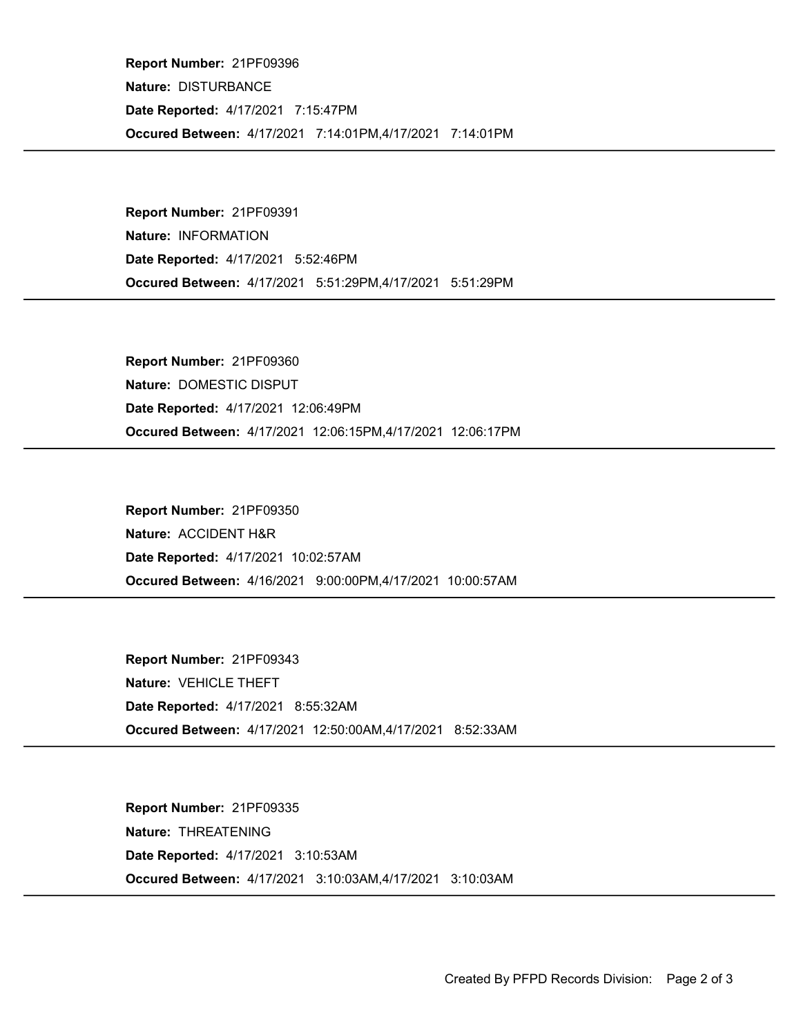**Report Number:** 21PF09396
**Nature:** DISTURBANCE
**Date Reported:** 4/17/2021 7:15:47PM
**Occured Between:** 4/17/2021 7:14:01PM,4/17/2021 7:14:01PM

---

**Report Number:** 21PF09391
**Nature:** INFORMATION
**Date Reported:** 4/17/2021 5:52:46PM
**Occured Between:** 4/17/2021 5:51:29PM,4/17/2021 5:51:29PM

---

**Report Number:** 21PF09360
**Nature:** DOMESTIC DISPUT
**Date Reported:** 4/17/2021 12:06:49PM
**Occured Between:** 4/17/2021 12:06:15PM,4/17/2021 12:06:17PM

---

**Report Number:** 21PF09350
**Nature:** ACCIDENT H&R
**Date Reported:** 4/17/2021 10:02:57AM
**Occured Between:** 4/16/2021 9:00:00PM,4/17/2021 10:00:57AM

---

**Report Number:** 21PF09343
**Nature:** VEHICLE THEFT
**Date Reported:** 4/17/2021 8:55:32AM
**Occured Between:** 4/17/2021 12:50:00AM,4/17/2021 8:52:33AM

---

**Report Number:** 21PF09335
**Nature:** THREATENING
**Date Reported:** 4/17/2021 3:10:53AM
**Occured Between:** 4/17/2021 3:10:03AM,4/17/2021 3:10:03AM

---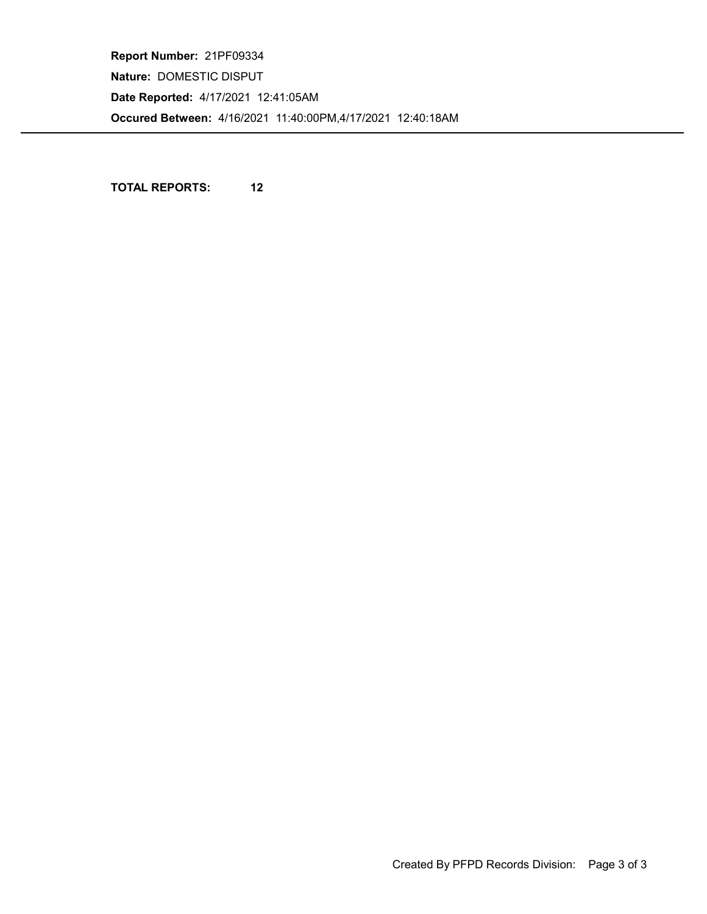**Report Number:** 21PF09334

**Nature:** DOMESTIC DISPUT

**Date Reported:** 4/17/2021 12:41:05AM

**Occured Between:** 4/16/2021 11:40:00PM,4/17/2021 12:40:18AM

---

**TOTAL REPORTS: 12**

Created By PFPD Records Division: